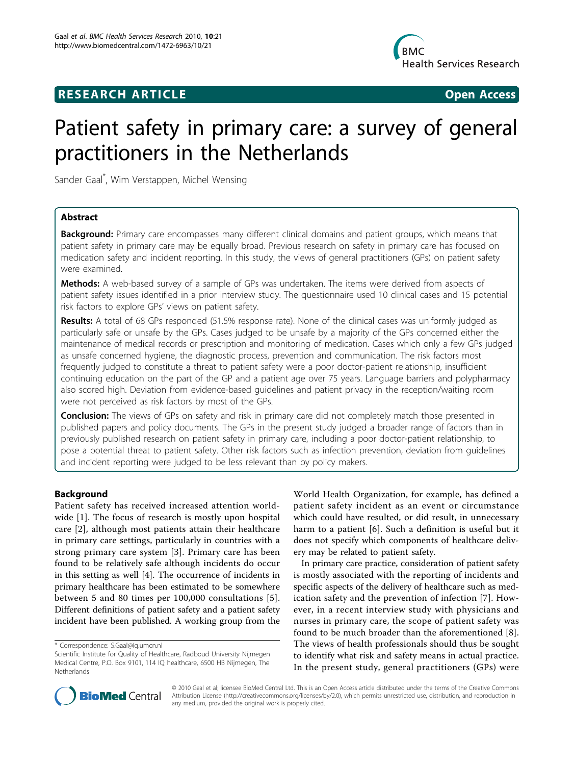**RESEARCH ARTICLE** **Open Access**

# Patient safety in primary care: a survey of general practitioners in the Netherlands

Sander Gaal[*], Wim Verstappen, Michel Wensing

## Abstract

**Background:** Primary care encompasses many different clinical domains and patient groups, which means that patient safety in primary care may be equally broad. Previous research on safety in primary care has focused on medication safety and incident reporting. In this study, the views of general practitioners (GPs) on patient safety were examined.

**Methods:** A web-based survey of a sample of GPs was undertaken. The items were derived from aspects of patient safety issues identified in a prior interview study. The questionnaire used 10 clinical cases and 15 potential risk factors to explore GPs' views on patient safety.

**Results:** A total of 68 GPs responded (51.5% response rate). None of the clinical cases was uniformly judged as particularly safe or unsafe by the GPs. Cases judged to be unsafe by a majority of the GPs concerned either the maintenance of medical records or prescription and monitoring of medication. Cases which only a few GPs judged as unsafe concerned hygiene, the diagnostic process, prevention and communication. The risk factors most frequently judged to constitute a threat to patient safety were a poor doctor-patient relationship, insufficient continuing education on the part of the GP and a patient age over 75 years. Language barriers and polypharmacy also scored high. Deviation from evidence-based guidelines and patient privacy in the reception/waiting room were not perceived as risk factors by most of the GPs.

**Conclusion:** The views of GPs on safety and risk in primary care did not completely match those presented in published papers and policy documents. The GPs in the present study judged a broader range of factors than in previously published research on patient safety in primary care, including a poor doctor-patient relationship, to pose a potential threat to patient safety. Other risk factors such as infection prevention, deviation from guidelines and incident reporting were judged to be less relevant than by policy makers.

## Background

Patient safety has received increased attention worldwide [1]. The focus of research is mostly upon hospital care [2], although most patients attain their healthcare in primary care settings, particularly in countries with a strong primary care system [3]. Primary care has been found to be relatively safe although incidents do occur in this setting as well [4]. The occurrence of incidents in primary healthcare has been estimated to be somewhere between 5 and 80 times per 100,000 consultations [5]. Different definitions of patient safety and a patient safety incident have been published. A working group from the World Health Organization, for example, has defined a patient safety incident as an event or circumstance which could have resulted, or did result, in unnecessary harm to a patient [6]. Such a definition is useful but it does not specify which components of healthcare delivery may be related to patient safety.

In primary care practice, consideration of patient safety is mostly associated with the reporting of incidents and specific aspects of the delivery of healthcare such as medication safety and the prevention of infection [7]. However, in a recent interview study with physicians and nurses in primary care, the scope of patient safety was found to be much broader than the aforementioned [8]. The views of health professionals should thus be sought to identify what risk and safety means in actual practice. In the present study, general practitioners (GPs) were

\* Correspondence: S.Gaal@iq.umcn.nl
Scientific Institute for Quality of Healthcare, Radboud University Nijmegen Medical Centre, P.O. Box 9101, 114 IQ healthcare, 6500 HB Nijmegen, The Netherlands

© 2010 Gaal et al; licensee BioMed Central Ltd. This is an Open Access article distributed under the terms of the Creative Commons Attribution License (http://creativecommons.org/licenses/by/2.0), which permits unrestricted use, distribution, and reproduction in any medium, provided the original work is properly cited.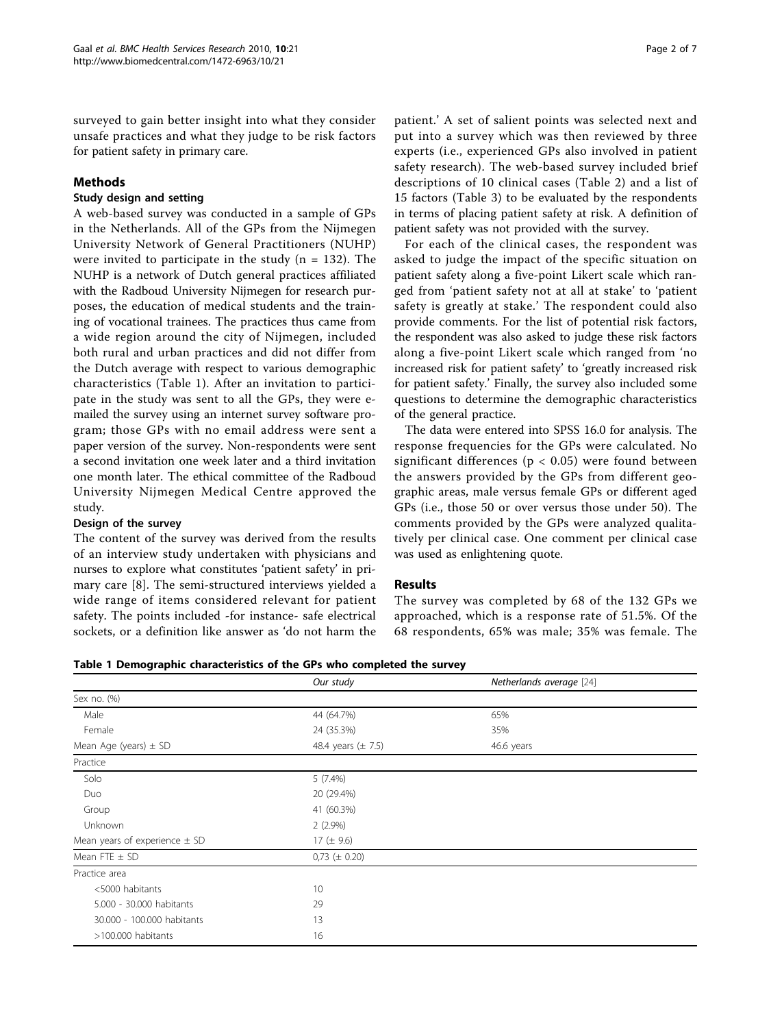surveyed to gain better insight into what they consider unsafe practices and what they judge to be risk factors for patient safety in primary care.

## Methods

### Study design and setting

A web-based survey was conducted in a sample of GPs in the Netherlands. All of the GPs from the Nijmegen University Network of General Practitioners (NUHP) were invited to participate in the study (n = 132). The NUHP is a network of Dutch general practices affiliated with the Radboud University Nijmegen for research purposes, the education of medical students and the training of vocational trainees. The practices thus came from a wide region around the city of Nijmegen, included both rural and urban practices and did not differ from the Dutch average with respect to various demographic characteristics (Table 1). After an invitation to participate in the study was sent to all the GPs, they were e-mailed the survey using an internet survey software program; those GPs with no email address were sent a paper version of the survey. Non-respondents were sent a second invitation one week later and a third invitation one month later. The ethical committee of the Radboud University Nijmegen Medical Centre approved the study.

### Design of the survey

The content of the survey was derived from the results of an interview study undertaken with physicians and nurses to explore what constitutes 'patient safety' in primary care [8]. The semi-structured interviews yielded a wide range of items considered relevant for patient safety. The points included -for instance- safe electrical sockets, or a definition like answer as 'do not harm the patient.' A set of salient points was selected next and put into a survey which was then reviewed by three experts (i.e., experienced GPs also involved in patient safety research). The web-based survey included brief descriptions of 10 clinical cases (Table 2) and a list of 15 factors (Table 3) to be evaluated by the respondents in terms of placing patient safety at risk. A definition of patient safety was not provided with the survey.

For each of the clinical cases, the respondent was asked to judge the impact of the specific situation on patient safety along a five-point Likert scale which ranged from 'patient safety not at all at stake' to 'patient safety is greatly at stake.' The respondent could also provide comments. For the list of potential risk factors, the respondent was also asked to judge these risk factors along a five-point Likert scale which ranged from 'no increased risk for patient safety' to 'greatly increased risk for patient safety.' Finally, the survey also included some questions to determine the demographic characteristics of the general practice.

The data were entered into SPSS 16.0 for analysis. The response frequencies for the GPs were calculated. No significant differences ($p < 0.05$) were found between the answers provided by the GPs from different geographic areas, male versus female GPs or different aged GPs (i.e., those 50 or over versus those under 50). The comments provided by the GPs were analyzed qualitatively per clinical case. One comment per clinical case was used as enlightening quote.

## Results

The survey was completed by 68 of the 132 GPs we approached, which is a response rate of 51.5%. Of the 68 respondents, 65% was male; 35% was female. The

**Table 1 Demographic characteristics of the GPs who completed the survey**

| | *Our study* | *Netherlands average* [24] |
|---|---|---|
| Sex no. (%) | | |
| Male | 44 (64.7%) | 65% |
| Female | 24 (35.3%) | 35% |
| Mean Age (years) ± SD | 48.4 years (± 7.5) | 46.6 years |
| Practice | | |
| Solo | 5 (7.4%) | |
| Duo | 20 (29.4%) | |
| Group | 41 (60.3%) | |
| Unknown | 2 (2.9%) | |
| Mean years of experience ± SD | 17 (± 9.6) | |
| Mean FTE ± SD | 0,73 (± 0.20) | |
| Practice area | | |
| <5000 habitants | 10 | |
| 5.000 - 30.000 habitants | 29 | |
| 30.000 - 100.000 habitants | 13 | |
| >100.000 habitants | 16 | |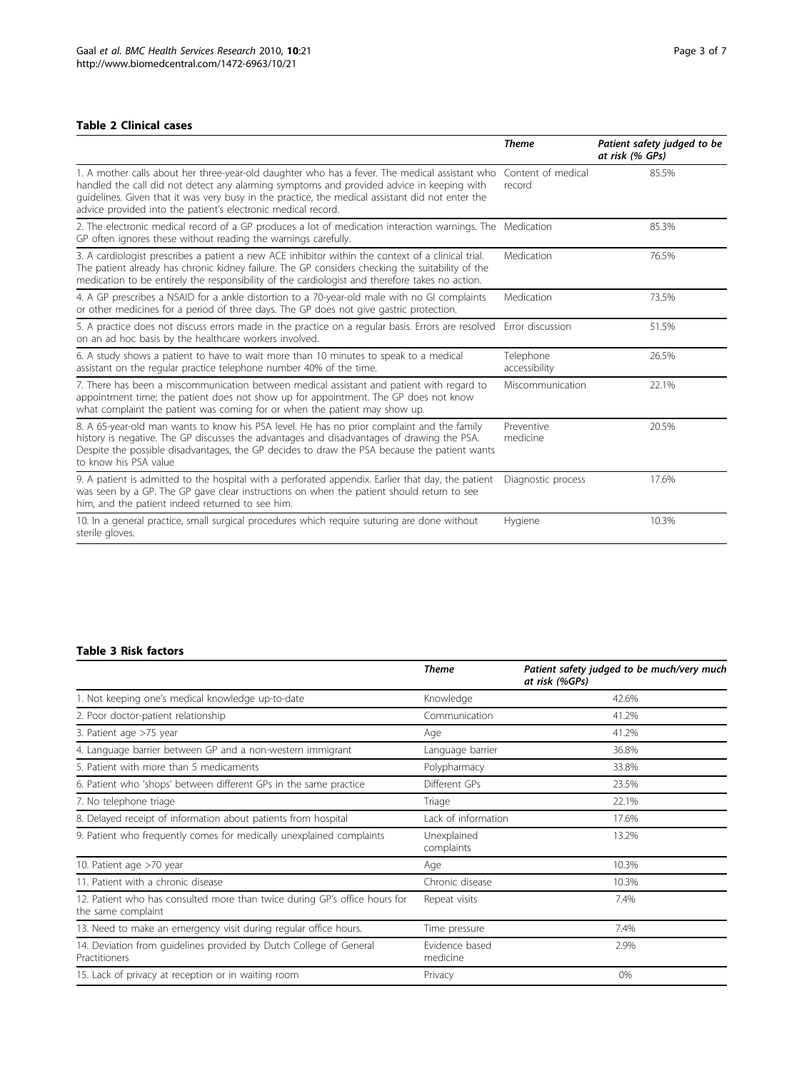**Table 2 Clinical cases**

| | *Theme* | *Patient safety judged to be at risk (% GPs)* |
|---|---|---|
| 1. A mother calls about her three-year-old daughter who has a fever. The medical assistant who handled the call did not detect any alarming symptoms and provided advice in keeping with guidelines. Given that it was very busy in the practice, the medical assistant did not enter the advice provided into the patient's electronic medical record. | Content of medical record | 85.5% |
| 2. The electronic medical record of a GP produces a lot of medication interaction warnings. The GP often ignores these without reading the warnings carefully. | Medication | 85.3% |
| 3. A cardiologist prescribes a patient a new ACE inhibitor within the context of a clinical trial. The patient already has chronic kidney failure. The GP considers checking the suitability of the medication to be entirely the responsibility of the cardiologist and therefore takes no action. | Medication | 76.5% |
| 4. A GP prescribes a NSAID for a ankle distortion to a 70-year-old male with no GI complaints or other medicines for a period of three days. The GP does not give gastric protection. | Medication | 73.5% |
| 5. A practice does not discuss errors made in the practice on a regular basis. Errors are resolved on an ad hoc basis by the healthcare workers involved. | Error discussion | 51.5% |
| 6. A study shows a patient to have to wait more than 10 minutes to speak to a medical assistant on the regular practice telephone number 40% of the time. | Telephone accessibility | 26.5% |
| 7. There has been a miscommunication between medical assistant and patient with regard to appointment time; the patient does not show up for appointment. The GP does not know what complaint the patient was coming for or when the patient may show up. | Miscommunication | 22.1% |
| 8. A 65-year-old man wants to know his PSA level. He has no prior complaint and the family history is negative. The GP discusses the advantages and disadvantages of drawing the PSA. Despite the possible disadvantages, the GP decides to draw the PSA because the patient wants to know his PSA value | Preventive medicine | 20.5% |
| 9. A patient is admitted to the hospital with a perforated appendix. Earlier that day, the patient was seen by a GP. The GP gave clear instructions on when the patient should return to see him, and the patient indeed returned to see him. | Diagnostic process | 17.6% |
| 10. In a general practice, small surgical procedures which require suturing are done without sterile gloves. | Hygiene | 10.3% |

**Table 3 Risk factors**

| | *Theme* | *Patient safety judged to be much/very much at risk (%GPs)* |
|---|---|---|
| 1. Not keeping one's medical knowledge up-to-date | Knowledge | 42.6% |
| 2. Poor doctor-patient relationship | Communication | 41.2% |
| 3. Patient age >75 year | Age | 41.2% |
| 4. Language barrier between GP and a non-western immigrant | Language barrier | 36.8% |
| 5. Patient with more than 5 medicaments | Polypharmacy | 33.8% |
| 6. Patient who 'shops' between different GPs in the same practice | Different GPs | 23.5% |
| 7. No telephone triage | Triage | 22.1% |
| 8. Delayed receipt of information about patients from hospital | Lack of information | 17.6% |
| 9. Patient who frequently comes for medically unexplained complaints | Unexplained complaints | 13.2% |
| 10. Patient age >70 year | Age | 10.3% |
| 11. Patient with a chronic disease | Chronic disease | 10.3% |
| 12. Patient who has consulted more than twice during GP's office hours for the same complaint | Repeat visits | 7.4% |
| 13. Need to make an emergency visit during regular office hours. | Time pressure | 7.4% |
| 14. Deviation from guidelines provided by Dutch College of General Practitioners | Evidence based medicine | 2.9% |
| 15. Lack of privacy at reception or in waiting room | Privacy | 0% |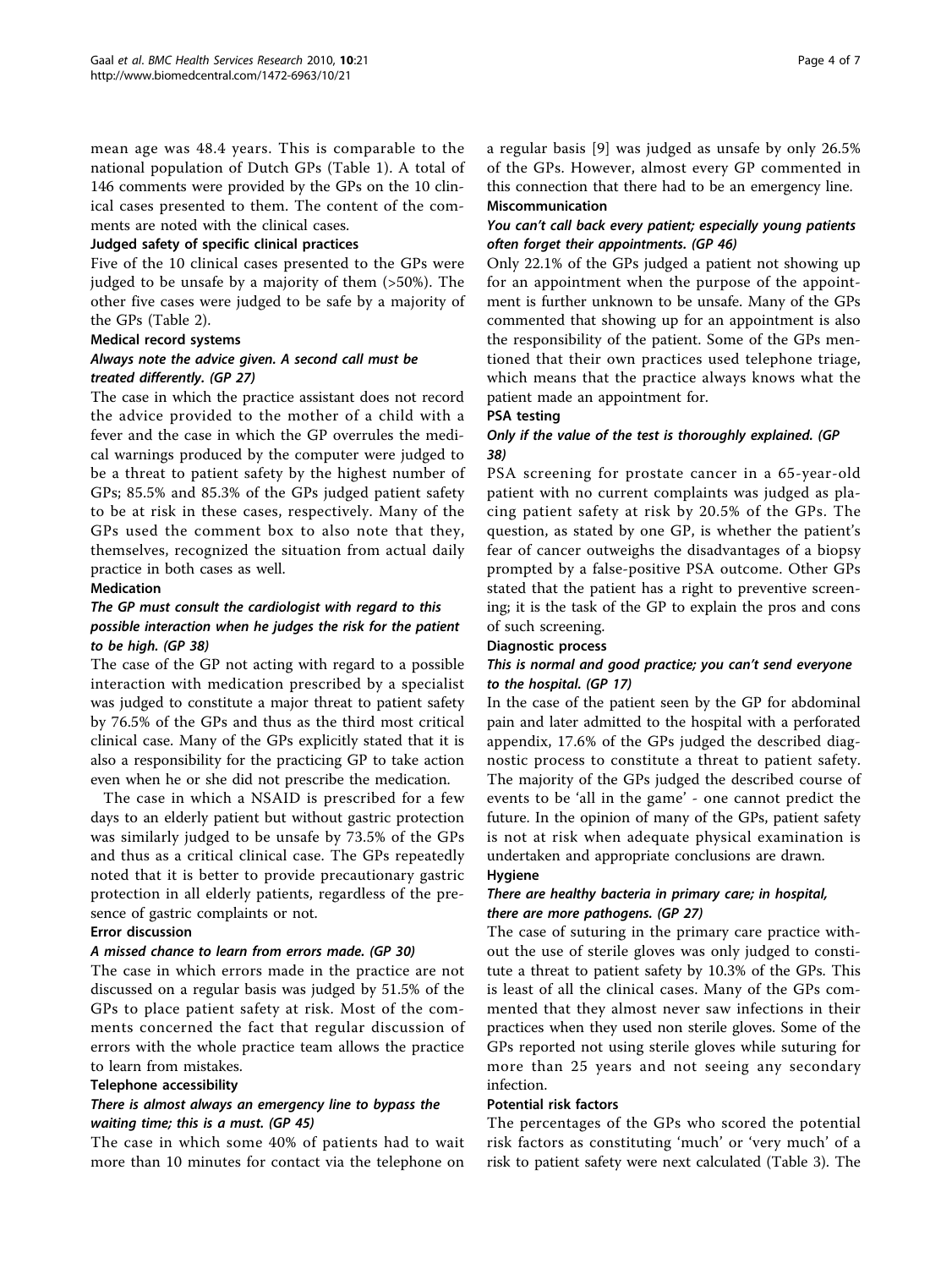mean age was 48.4 years. This is comparable to the national population of Dutch GPs (Table 1). A total of 146 comments were provided by the GPs on the 10 clinical cases presented to them. The content of the comments are noted with the clinical cases.

### Judged safety of specific clinical practices

Five of the 10 clinical cases presented to the GPs were judged to be unsafe by a majority of them (>50%). The other five cases were judged to be safe by a majority of the GPs (Table 2).

#### Medical record systems

***Always note the advice given. A second call must be treated differently. (GP 27)***

The case in which the practice assistant does not record the advice provided to the mother of a child with a fever and the case in which the GP overrules the medical warnings produced by the computer were judged to be a threat to patient safety by the highest number of GPs; 85.5% and 85.3% of the GPs judged patient safety to be at risk in these cases, respectively. Many of the GPs used the comment box to also note that they, themselves, recognized the situation from actual daily practice in both cases as well.

#### Medication

***The GP must consult the cardiologist with regard to this possible interaction when he judges the risk for the patient to be high. (GP 38)***

The case of the GP not acting with regard to a possible interaction with medication prescribed by a specialist was judged to constitute a major threat to patient safety by 76.5% of the GPs and thus as the third most critical clinical case. Many of the GPs explicitly stated that it is also a responsibility for the practicing GP to take action even when he or she did not prescribe the medication.

The case in which a NSAID is prescribed for a few days to an elderly patient but without gastric protection was similarly judged to be unsafe by 73.5% of the GPs and thus as a critical clinical case. The GPs repeatedly noted that it is better to provide precautionary gastric protection in all elderly patients, regardless of the presence of gastric complaints or not.

#### Error discussion

***A missed chance to learn from errors made. (GP 30)***

The case in which errors made in the practice are not discussed on a regular basis was judged by 51.5% of the GPs to place patient safety at risk. Most of the comments concerned the fact that regular discussion of errors with the whole practice team allows the practice to learn from mistakes.

#### Telephone accessibility

***There is almost always an emergency line to bypass the waiting time; this is a must. (GP 45)***

The case in which some 40% of patients had to wait more than 10 minutes for contact via the telephone on a regular basis [9] was judged as unsafe by only 26.5% of the GPs. However, almost every GP commented in this connection that there had to be an emergency line.

#### Miscommunication

***You can't call back every patient; especially young patients often forget their appointments. (GP 46)***

Only 22.1% of the GPs judged a patient not showing up for an appointment when the purpose of the appointment is further unknown to be unsafe. Many of the GPs commented that showing up for an appointment is also the responsibility of the patient. Some of the GPs mentioned that their own practices used telephone triage, which means that the practice always knows what the patient made an appointment for.

#### PSA testing

***Only if the value of the test is thoroughly explained. (GP 38)***

PSA screening for prostate cancer in a 65-year-old patient with no current complaints was judged as placing patient safety at risk by 20.5% of the GPs. The question, as stated by one GP, is whether the patient's fear of cancer outweighs the disadvantages of a biopsy prompted by a false-positive PSA outcome. Other GPs stated that the patient has a right to preventive screening; it is the task of the GP to explain the pros and cons of such screening.

#### Diagnostic process

***This is normal and good practice; you can't send everyone to the hospital. (GP 17)***

In the case of the patient seen by the GP for abdominal pain and later admitted to the hospital with a perforated appendix, 17.6% of the GPs judged the described diagnostic process to constitute a threat to patient safety. The majority of the GPs judged the described course of events to be 'all in the game' - one cannot predict the future. In the opinion of many of the GPs, patient safety is not at risk when adequate physical examination is undertaken and appropriate conclusions are drawn.

#### Hygiene

***There are healthy bacteria in primary care; in hospital, there are more pathogens. (GP 27)***

The case of suturing in the primary care practice without the use of sterile gloves was only judged to constitute a threat to patient safety by 10.3% of the GPs. This is least of all the clinical cases. Many of the GPs commented that they almost never saw infections in their practices when they used non sterile gloves. Some of the GPs reported not using sterile gloves while suturing for more than 25 years and not seeing any secondary infection.

### Potential risk factors

The percentages of the GPs who scored the potential risk factors as constituting 'much' or 'very much' of a risk to patient safety were next calculated (Table 3). The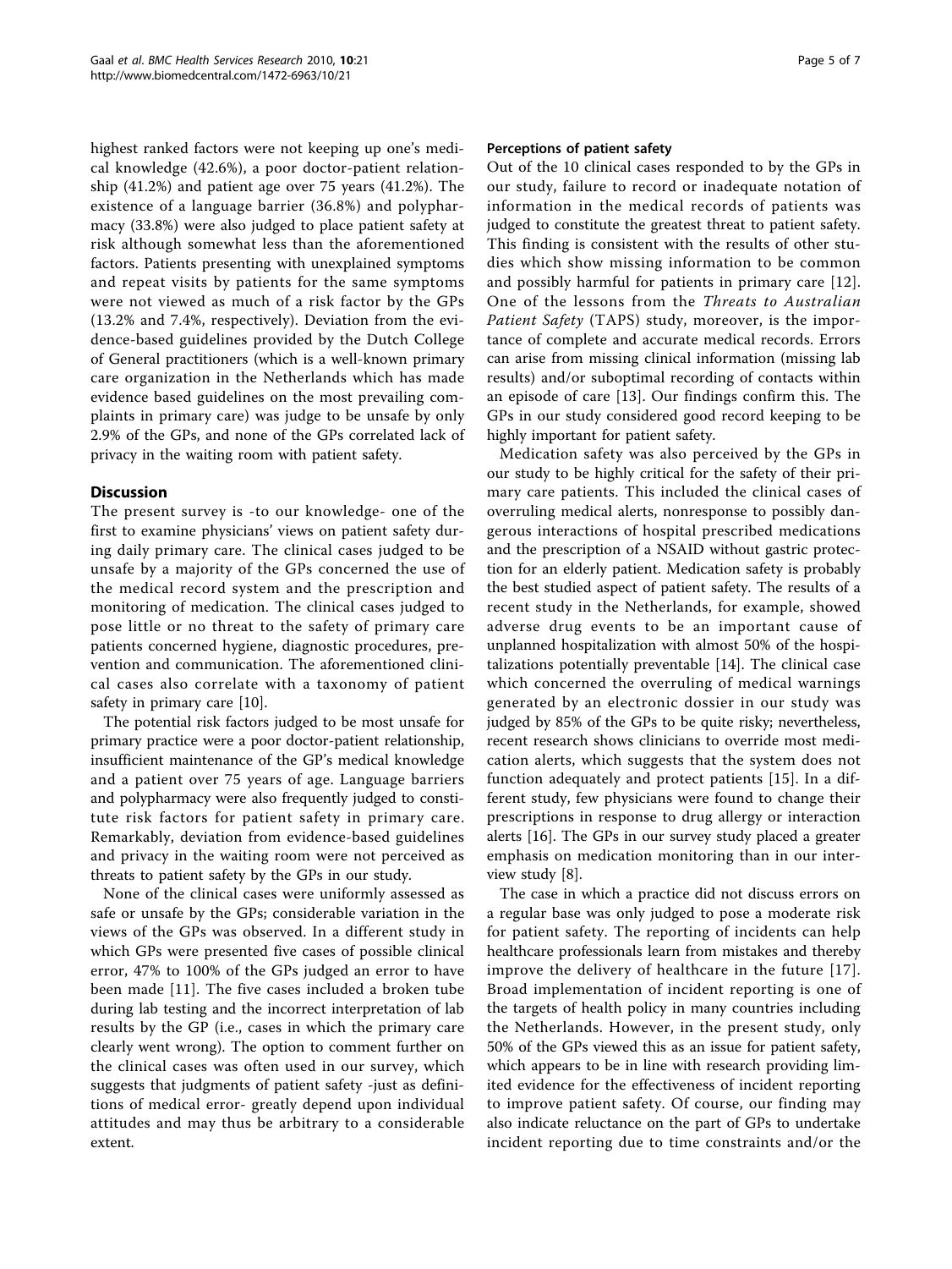highest ranked factors were not keeping up one's medical knowledge (42.6%), a poor doctor-patient relationship (41.2%) and patient age over 75 years (41.2%). The existence of a language barrier (36.8%) and polypharmacy (33.8%) were also judged to place patient safety at risk although somewhat less than the aforementioned factors. Patients presenting with unexplained symptoms and repeat visits by patients for the same symptoms were not viewed as much of a risk factor by the GPs (13.2% and 7.4%, respectively). Deviation from the evidence-based guidelines provided by the Dutch College of General practitioners (which is a well-known primary care organization in the Netherlands which has made evidence based guidelines on the most prevailing complaints in primary care) was judge to be unsafe by only 2.9% of the GPs, and none of the GPs correlated lack of privacy in the waiting room with patient safety.

## Discussion

The present survey is -to our knowledge- one of the first to examine physicians' views on patient safety during daily primary care. The clinical cases judged to be unsafe by a majority of the GPs concerned the use of the medical record system and the prescription and monitoring of medication. The clinical cases judged to pose little or no threat to the safety of primary care patients concerned hygiene, diagnostic procedures, prevention and communication. The aforementioned clinical cases also correlate with a taxonomy of patient safety in primary care [10].

The potential risk factors judged to be most unsafe for primary practice were a poor doctor-patient relationship, insufficient maintenance of the GP's medical knowledge and a patient over 75 years of age. Language barriers and polypharmacy were also frequently judged to constitute risk factors for patient safety in primary care. Remarkably, deviation from evidence-based guidelines and privacy in the waiting room were not perceived as threats to patient safety by the GPs in our study.

None of the clinical cases were uniformly assessed as safe or unsafe by the GPs; considerable variation in the views of the GPs was observed. In a different study in which GPs were presented five cases of possible clinical error, 47% to 100% of the GPs judged an error to have been made [11]. The five cases included a broken tube during lab testing and the incorrect interpretation of lab results by the GP (i.e., cases in which the primary care clearly went wrong). The option to comment further on the clinical cases was often used in our survey, which suggests that judgments of patient safety -just as definitions of medical error- greatly depend upon individual attitudes and may thus be arbitrary to a considerable extent.

### Perceptions of patient safety

Out of the 10 clinical cases responded to by the GPs in our study, failure to record or inadequate notation of information in the medical records of patients was judged to constitute the greatest threat to patient safety. This finding is consistent with the results of other studies which show missing information to be common and possibly harmful for patients in primary care [12]. One of the lessons from the *Threats to Australian Patient Safety* (TAPS) study, moreover, is the importance of complete and accurate medical records. Errors can arise from missing clinical information (missing lab results) and/or suboptimal recording of contacts within an episode of care [13]. Our findings confirm this. The GPs in our study considered good record keeping to be highly important for patient safety.

Medication safety was also perceived by the GPs in our study to be highly critical for the safety of their primary care patients. This included the clinical cases of overruling medical alerts, nonresponse to possibly dangerous interactions of hospital prescribed medications and the prescription of a NSAID without gastric protection for an elderly patient. Medication safety is probably the best studied aspect of patient safety. The results of a recent study in the Netherlands, for example, showed adverse drug events to be an important cause of unplanned hospitalization with almost 50% of the hospitalizations potentially preventable [14]. The clinical case which concerned the overruling of medical warnings generated by an electronic dossier in our study was judged by 85% of the GPs to be quite risky; nevertheless, recent research shows clinicians to override most medication alerts, which suggests that the system does not function adequately and protect patients [15]. In a different study, few physicians were found to change their prescriptions in response to drug allergy or interaction alerts [16]. The GPs in our survey study placed a greater emphasis on medication monitoring than in our interview study [8].

The case in which a practice did not discuss errors on a regular base was only judged to pose a moderate risk for patient safety. The reporting of incidents can help healthcare professionals learn from mistakes and thereby improve the delivery of healthcare in the future [17]. Broad implementation of incident reporting is one of the targets of health policy in many countries including the Netherlands. However, in the present study, only 50% of the GPs viewed this as an issue for patient safety, which appears to be in line with research providing limited evidence for the effectiveness of incident reporting to improve patient safety. Of course, our finding may also indicate reluctance on the part of GPs to undertake incident reporting due to time constraints and/or the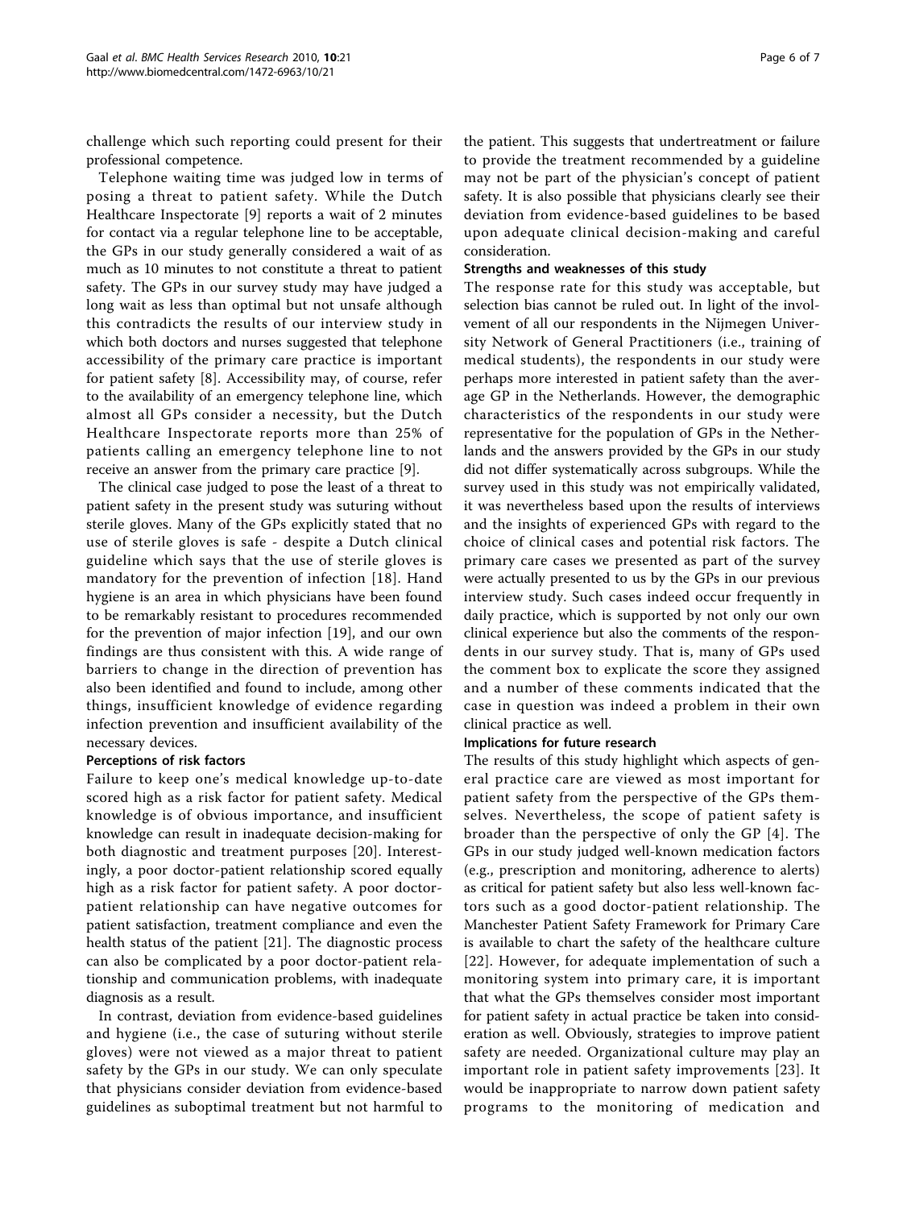challenge which such reporting could present for their professional competence.

Telephone waiting time was judged low in terms of posing a threat to patient safety. While the Dutch Healthcare Inspectorate [9] reports a wait of 2 minutes for contact via a regular telephone line to be acceptable, the GPs in our study generally considered a wait of as much as 10 minutes to not constitute a threat to patient safety. The GPs in our survey study may have judged a long wait as less than optimal but not unsafe although this contradicts the results of our interview study in which both doctors and nurses suggested that telephone accessibility of the primary care practice is important for patient safety [8]. Accessibility may, of course, refer to the availability of an emergency telephone line, which almost all GPs consider a necessity, but the Dutch Healthcare Inspectorate reports more than 25% of patients calling an emergency telephone line to not receive an answer from the primary care practice [9].

The clinical case judged to pose the least of a threat to patient safety in the present study was suturing without sterile gloves. Many of the GPs explicitly stated that no use of sterile gloves is safe - despite a Dutch clinical guideline which says that the use of sterile gloves is mandatory for the prevention of infection [18]. Hand hygiene is an area in which physicians have been found to be remarkably resistant to procedures recommended for the prevention of major infection [19], and our own findings are thus consistent with this. A wide range of barriers to change in the direction of prevention has also been identified and found to include, among other things, insufficient knowledge of evidence regarding infection prevention and insufficient availability of the necessary devices.

#### Perceptions of risk factors

Failure to keep one's medical knowledge up-to-date scored high as a risk factor for patient safety. Medical knowledge is of obvious importance, and insufficient knowledge can result in inadequate decision-making for both diagnostic and treatment purposes [20]. Interestingly, a poor doctor-patient relationship scored equally high as a risk factor for patient safety. A poor doctor-patient relationship can have negative outcomes for patient satisfaction, treatment compliance and even the health status of the patient [21]. The diagnostic process can also be complicated by a poor doctor-patient relationship and communication problems, with inadequate diagnosis as a result.

In contrast, deviation from evidence-based guidelines and hygiene (i.e., the case of suturing without sterile gloves) were not viewed as a major threat to patient safety by the GPs in our study. We can only speculate that physicians consider deviation from evidence-based guidelines as suboptimal treatment but not harmful to the patient. This suggests that undertreatment or failure to provide the treatment recommended by a guideline may not be part of the physician's concept of patient safety. It is also possible that physicians clearly see their deviation from evidence-based guidelines to be based upon adequate clinical decision-making and careful consideration.

#### Strengths and weaknesses of this study

The response rate for this study was acceptable, but selection bias cannot be ruled out. In light of the involvement of all our respondents in the Nijmegen University Network of General Practitioners (i.e., training of medical students), the respondents in our study were perhaps more interested in patient safety than the average GP in the Netherlands. However, the demographic characteristics of the respondents in our study were representative for the population of GPs in the Netherlands and the answers provided by the GPs in our study did not differ systematically across subgroups. While the survey used in this study was not empirically validated, it was nevertheless based upon the results of interviews and the insights of experienced GPs with regard to the choice of clinical cases and potential risk factors. The primary care cases we presented as part of the survey were actually presented to us by the GPs in our previous interview study. Such cases indeed occur frequently in daily practice, which is supported by not only our own clinical experience but also the comments of the respondents in our survey study. That is, many of GPs used the comment box to explicate the score they assigned and a number of these comments indicated that the case in question was indeed a problem in their own clinical practice as well.

#### Implications for future research

The results of this study highlight which aspects of general practice care are viewed as most important for patient safety from the perspective of the GPs themselves. Nevertheless, the scope of patient safety is broader than the perspective of only the GP [4]. The GPs in our study judged well-known medication factors (e.g., prescription and monitoring, adherence to alerts) as critical for patient safety but also less well-known factors such as a good doctor-patient relationship. The Manchester Patient Safety Framework for Primary Care is available to chart the safety of the healthcare culture [22]. However, for adequate implementation of such a monitoring system into primary care, it is important that what the GPs themselves consider most important for patient safety in actual practice be taken into consideration as well. Obviously, strategies to improve patient safety are needed. Organizational culture may play an important role in patient safety improvements [23]. It would be inappropriate to narrow down patient safety programs to the monitoring of medication and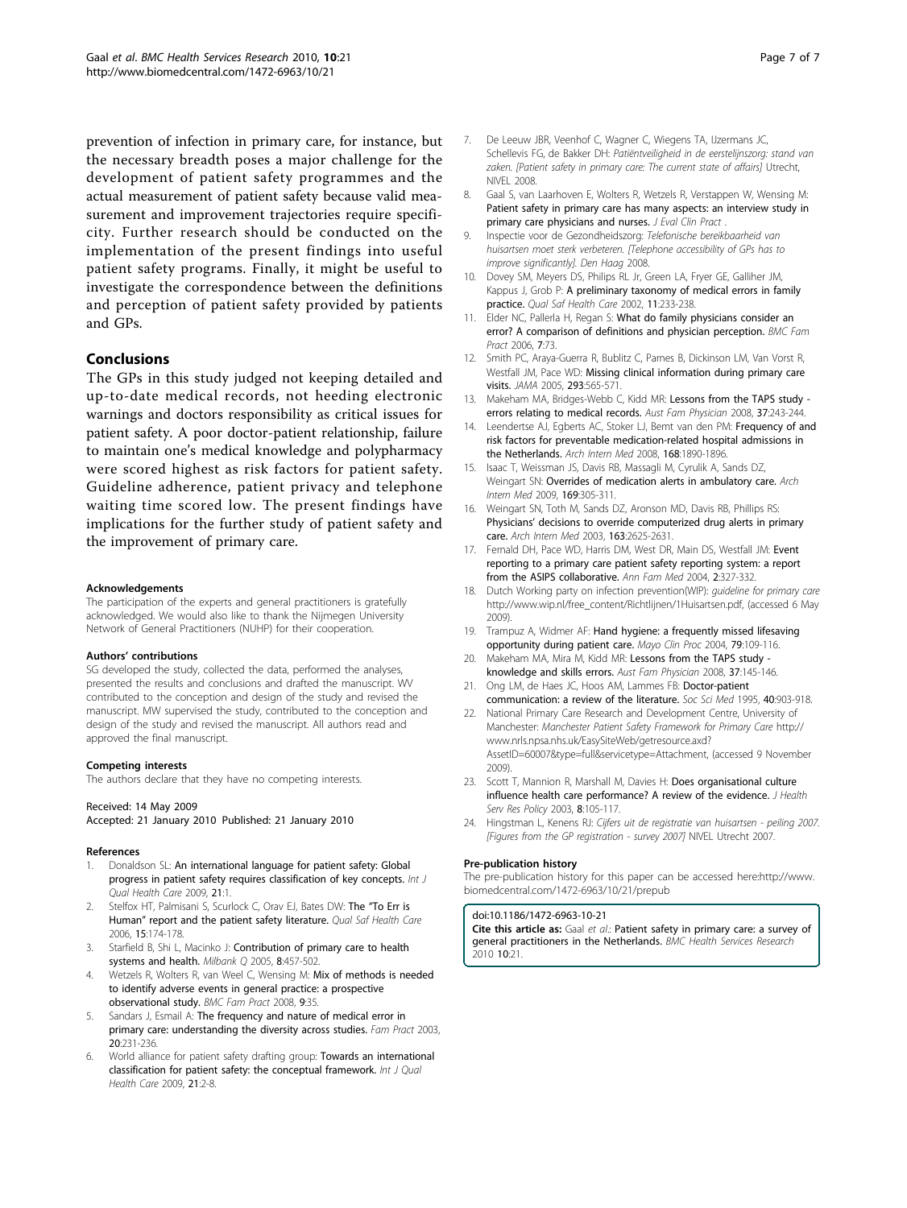prevention of infection in primary care, for instance, but the necessary breadth poses a major challenge for the development of patient safety programmes and the actual measurement of patient safety because valid measurement and improvement trajectories require specificity. Further research should be conducted on the implementation of the present findings into useful patient safety programs. Finally, it might be useful to investigate the correspondence between the definitions and perception of patient safety provided by patients and GPs.

## Conclusions

The GPs in this study judged not keeping detailed and up-to-date medical records, not heeding electronic warnings and doctors responsibility as critical issues for patient safety. A poor doctor-patient relationship, failure to maintain one's medical knowledge and polypharmacy were scored highest as risk factors for patient safety. Guideline adherence, patient privacy and telephone waiting time scored low. The present findings have implications for the further study of patient safety and the improvement of primary care.

#### Acknowledgements

The participation of the experts and general practitioners is gratefully acknowledged. We would also like to thank the Nijmegen University Network of General Practitioners (NUHP) for their cooperation.

#### Authors' contributions

SG developed the study, collected the data, performed the analyses, presented the results and conclusions and drafted the manuscript. WV contributed to the conception and design of the study and revised the manuscript. MW supervised the study, contributed to the conception and design of the study and revised the manuscript. All authors read and approved the final manuscript.

#### Competing interests

The authors declare that they have no competing interests.

Received: 14 May 2009
Accepted: 21 January 2010 Published: 21 January 2010

#### References

1. Donaldson SL: **An international language for patient safety: Global progress in patient safety requires classification of key concepts.** *Int J Qual Health Care* 2009, **21**:1.
2. Stelfox HT, Palmisani S, Scurlock C, Orav EJ, Bates DW: **The "To Err is Human" report and the patient safety literature.** *Qual Saf Health Care* 2006, **15**:174-178.
3. Starfield B, Shi L, Macinko J: **Contribution of primary care to health systems and health.** *Milbank Q* 2005, **8**:457-502.
4. Wetzels R, Wolters R, van Weel C, Wensing M: **Mix of methods is needed to identify adverse events in general practice: a prospective observational study.** *BMC Fam Pract* 2008, **9**:35.
5. Sandars J, Esmail A: **The frequency and nature of medical error in primary care: understanding the diversity across studies.** *Fam Pract* 2003, **20**:231-236.
6. World alliance for patient safety drafting group: **Towards an international classification for patient safety: the conceptual framework.** *Int J Qual Health Care* 2009, **21**:2-8.
7. De Leeuw JBR, Veenhof C, Wagner C, Wiegens TA, IJzermans JC, Schellevis FG, de Bakker DH: *Patiëntveiligheid in de eerstelijnszorg: stand van zaken. [Patient safety in primary care: The current state of affairs]* Utrecht, NIVEL 2008.
8. Gaal S, van Laarhoven E, Wolters R, Wetzels R, Verstappen W, Wensing M: **Patient safety in primary care has many aspects: an interview study in primary care physicians and nurses.** *J Eval Clin Pract* .
9. Inspectie voor de Gezondheidszorg: *Telefonische bereikbaarheid van huisartsen moet sterk verbeteren. [Telephone accessibility of GPs has to improve significantly].* Den Haag 2008.
10. Dovey SM, Meyers DS, Philips RL Jr, Green LA, Fryer GE, Galliher JM, Kappus J, Grob P: **A preliminary taxonomy of medical errors in family practice.** *Qual Saf Health Care* 2002, **11**:233-238.
11. Elder NC, Pallerla H, Regan S: **What do family physicians consider an error? A comparison of definitions and physician perception.** *BMC Fam Pract* 2006, **7**:73.
12. Smith PC, Araya-Guerra R, Bublitz C, Parnes B, Dickinson LM, Van Vorst R, Westfall JM, Pace WD: **Missing clinical information during primary care visits.** *JAMA* 2005, **293**:565-571.
13. Makeham MA, Bridges-Webb C, Kidd MR: **Lessons from the TAPS study - errors relating to medical records.** *Aust Fam Physician* 2008, **37**:243-244.
14. Leendertse AJ, Egberts AC, Stoker LJ, Bemt van den PM: **Frequency of and risk factors for preventable medication-related hospital admissions in the Netherlands.** *Arch Intern Med* 2008, **168**:1890-1896.
15. Isaac T, Weissman JS, Davis RB, Massagli M, Cyrulik A, Sands DZ, Weingart SN: **Overrides of medication alerts in ambulatory care.** *Arch Intern Med* 2009, **169**:305-311.
16. Weingart SN, Toth M, Sands DZ, Aronson MD, Davis RB, Phillips RS: **Physicians' decisions to override computerized drug alerts in primary care.** *Arch Intern Med* 2003, **163**:2625-2631.
17. Fernald DH, Pace WD, Harris DM, West DR, Main DS, Westfall JM: **Event reporting to a primary care patient safety reporting system: a report from the ASIPS collaborative.** *Ann Fam Med* 2004, **2**:327-332.
18. Dutch Working party on infection prevention(WIP): *guideline for primary care* http://www.wip.nl/free_content/Richtlijnen/1Huisartsen.pdf, (accessed 6 May 2009).
19. Trampuz A, Widmer AF: **Hand hygiene: a frequently missed lifesaving opportunity during patient care.** *Mayo Clin Proc* 2004, **79**:109-116.
20. Makeham MA, Mira M, Kidd MR: **Lessons from the TAPS study - knowledge and skills errors.** *Aust Fam Physician* 2008, **37**:145-146.
21. Ong LM, de Haes JC, Hoos AM, Lammes FB: **Doctor-patient communication: a review of the literature.** *Soc Sci Med* 1995, **40**:903-918.
22. National Primary Care Research and Development Centre, University of Manchester: *Manchester Patient Safety Framework for Primary Care* http://www.nrls.npsa.nhs.uk/EasySiteWeb/getresource.axd?AssetID=60007&type=full&servicetype=Attachment, (accessed 9 November 2009).
23. Scott T, Mannion R, Marshall M, Davies H: **Does organisational culture influence health care performance? A review of the evidence.** *J Health Serv Res Policy* 2003, **8**:105-117.
24. Hingstman L, Kenens RJ: *Cijfers uit de registratie van huisartsen - peiling 2007. [Figures from the GP registration - survey 2007]* NIVEL Utrecht 2007.

#### Pre-publication history

The pre-publication history for this paper can be accessed here:http://www.biomedcentral.com/1472-6963/10/21/prepub

doi:10.1186/1472-6963-10-21

**Cite this article as:** Gaal *et al.*: Patient safety in primary care: a survey of general practitioners in the Netherlands. *BMC Health Services Research* 2010 **10**:21.